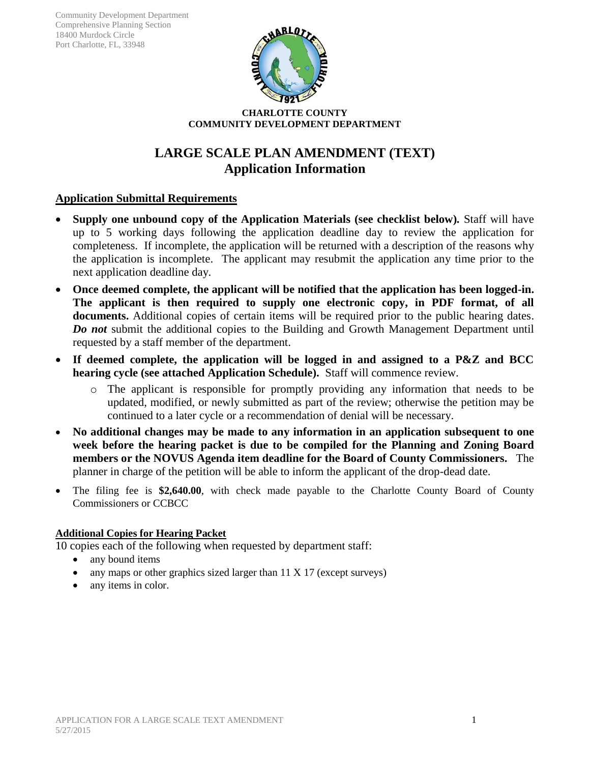Community Development Department
Comprehensive Planning Section
18400 Murdock Circle
Port Charlotte, FL, 33948

**CHARLOTTE COUNTY**
**COMMUNITY DEVELOPMENT DEPARTMENT**

# LARGE SCALE PLAN AMENDMENT (TEXT)
## Application Information

### Application Submittal Requirements

- **Supply one unbound copy of the Application Materials (see checklist below).** Staff will have up to 5 working days following the application deadline day to review the application for completeness. If incomplete, the application will be returned with a description of the reasons why the application is incomplete. The applicant may resubmit the application any time prior to the next application deadline day.
- **Once deemed complete, the applicant will be notified that the application has been logged-in. The applicant is then required to supply one electronic copy, in PDF format, of all documents.** Additional copies of certain items will be required prior to the public hearing dates. ***Do not*** submit the additional copies to the Building and Growth Management Department until requested by a staff member of the department.
- **If deemed complete, the application will be logged in and assigned to a P&Z and BCC hearing cycle (see attached Application Schedule).** Staff will commence review.
  - The applicant is responsible for promptly providing any information that needs to be updated, modified, or newly submitted as part of the review; otherwise the petition may be continued to a later cycle or a recommendation of denial will be necessary.
- **No additional changes may be made to any information in an application subsequent to one week before the hearing packet is due to be compiled for the Planning and Zoning Board members or the NOVUS Agenda item deadline for the Board of County Commissioners.** The planner in charge of the petition will be able to inform the applicant of the drop-dead date.
- The filing fee is **$2,640.00**, with check made payable to the Charlotte County Board of County Commissioners or CCBCC

#### Additional Copies for Hearing Packet

10 copies each of the following when requested by department staff:

- any bound items
- any maps or other graphics sized larger than 11 X 17 (except surveys)
- any items in color.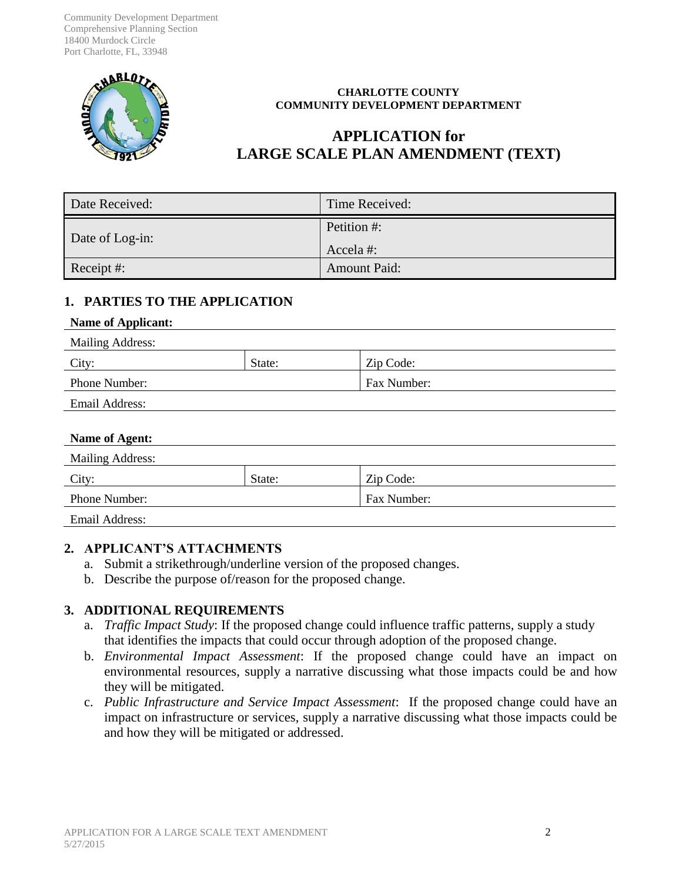Community Development Department
Comprehensive Planning Section
18400 Murdock Circle
Port Charlotte, FL, 33948

**CHARLOTTE COUNTY**
**COMMUNITY DEVELOPMENT DEPARTMENT**

# APPLICATION for LARGE SCALE PLAN AMENDMENT (TEXT)

| Date Received: | Time Received: |
|---|---|
| Date of Log-in: | Petition #:<br>Accela #: |
| Receipt #: | Amount Paid: |

## 1. PARTIES TO THE APPLICATION

**Name of Applicant:**

| Mailing Address: | | |
|---|---|---|
| City: | State: | Zip Code: |
| Phone Number: | | Fax Number: |
| Email Address: | | |

**Name of Agent:**

| Mailing Address: | | |
|---|---|---|
| City: | State: | Zip Code: |
| Phone Number: | | Fax Number: |
| Email Address: | | |

## 2. APPLICANT'S ATTACHMENTS

a. Submit a strikethrough/underline version of the proposed changes.
b. Describe the purpose of/reason for the proposed change.

## 3. ADDITIONAL REQUIREMENTS

a. *Traffic Impact Study*: If the proposed change could influence traffic patterns, supply a study that identifies the impacts that could occur through adoption of the proposed change.
b. *Environmental Impact Assessment*: If the proposed change could have an impact on environmental resources, supply a narrative discussing what those impacts could be and how they will be mitigated.
c. *Public Infrastructure and Service Impact Assessment*: If the proposed change could have an impact on infrastructure or services, supply a narrative discussing what those impacts could be and how they will be mitigated or addressed.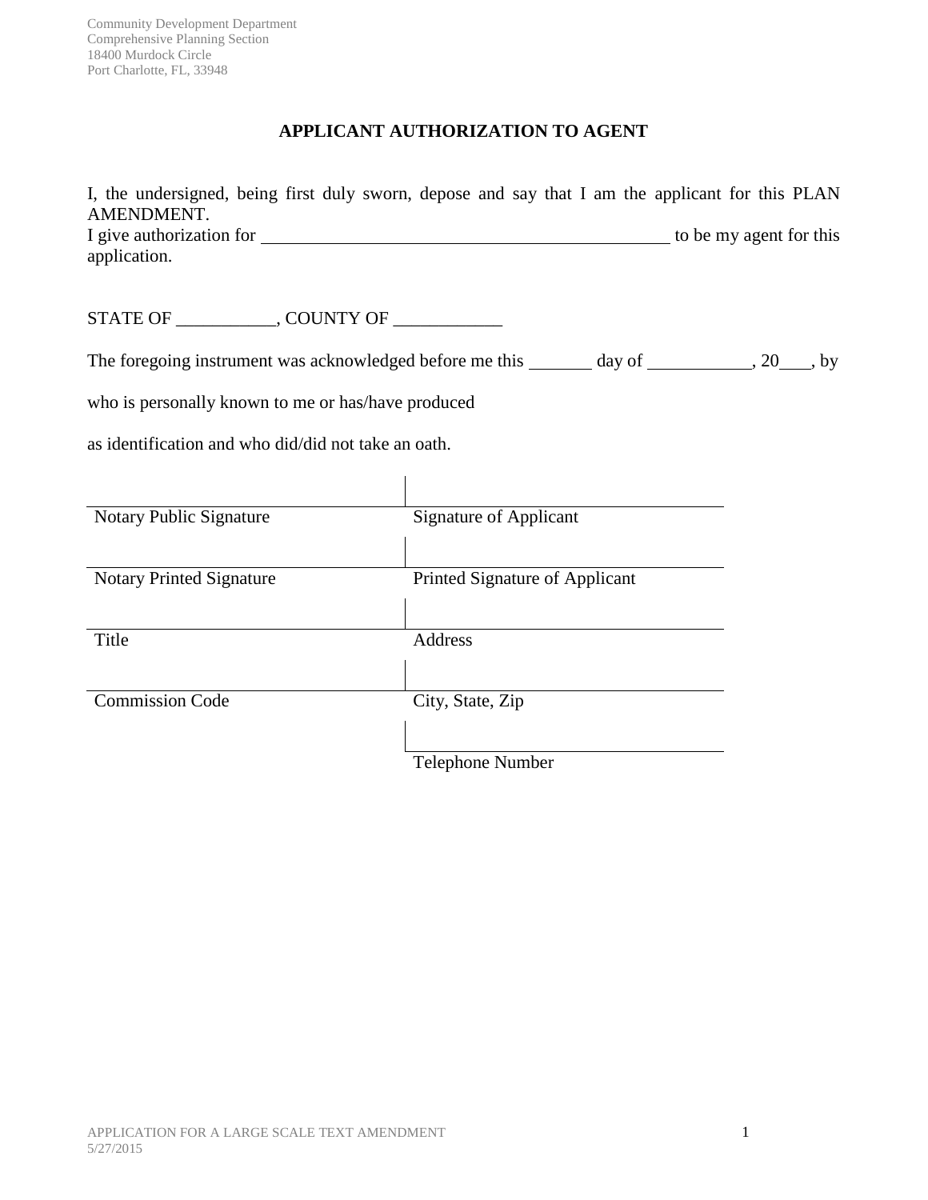Community Development Department
Comprehensive Planning Section
18400 Murdock Circle
Port Charlotte, FL, 33948

## APPLICANT AUTHORIZATION TO AGENT

I, the undersigned, being first duly sworn, depose and say that I am the applicant for this PLAN AMENDMENT.
I give authorization for ______________________________________________ to be my agent for this application.

STATE OF ___________, COUNTY OF ____________

The foregoing instrument was acknowledged before me this _______ day of ___________, 20___, by

who is personally known to me or has/have produced

as identification and who did/did not take an oath.

| | |
|---|---|
| Notary Public Signature | Signature of Applicant |
| Notary Printed Signature | Printed Signature of Applicant |
| Title | Address |
| Commission Code | City, State, Zip |
| | Telephone Number |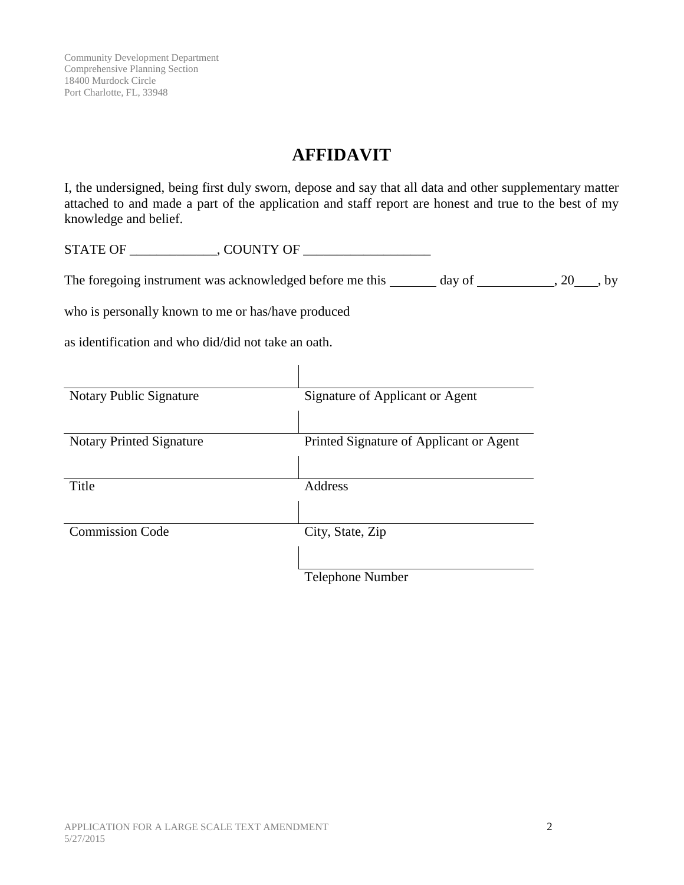Community Development Department
Comprehensive Planning Section
18400 Murdock Circle
Port Charlotte, FL, 33948

# AFFIDAVIT

I, the undersigned, being first duly sworn, depose and say that all data and other supplementary matter attached to and made a part of the application and staff report are honest and true to the best of my knowledge and belief.

STATE OF _____________, COUNTY OF ___________________

The foregoing instrument was acknowledged before me this _______ day of ___________, 20___, by

who is personally known to me or has/have produced

as identification and who did/did not take an oath.

| | |
|---|---|
| Notary Public Signature | Signature of Applicant or Agent |
| Notary Printed Signature | Printed Signature of Applicant or Agent |
| Title | Address |
| Commission Code | City, State, Zip |
| | Telephone Number |